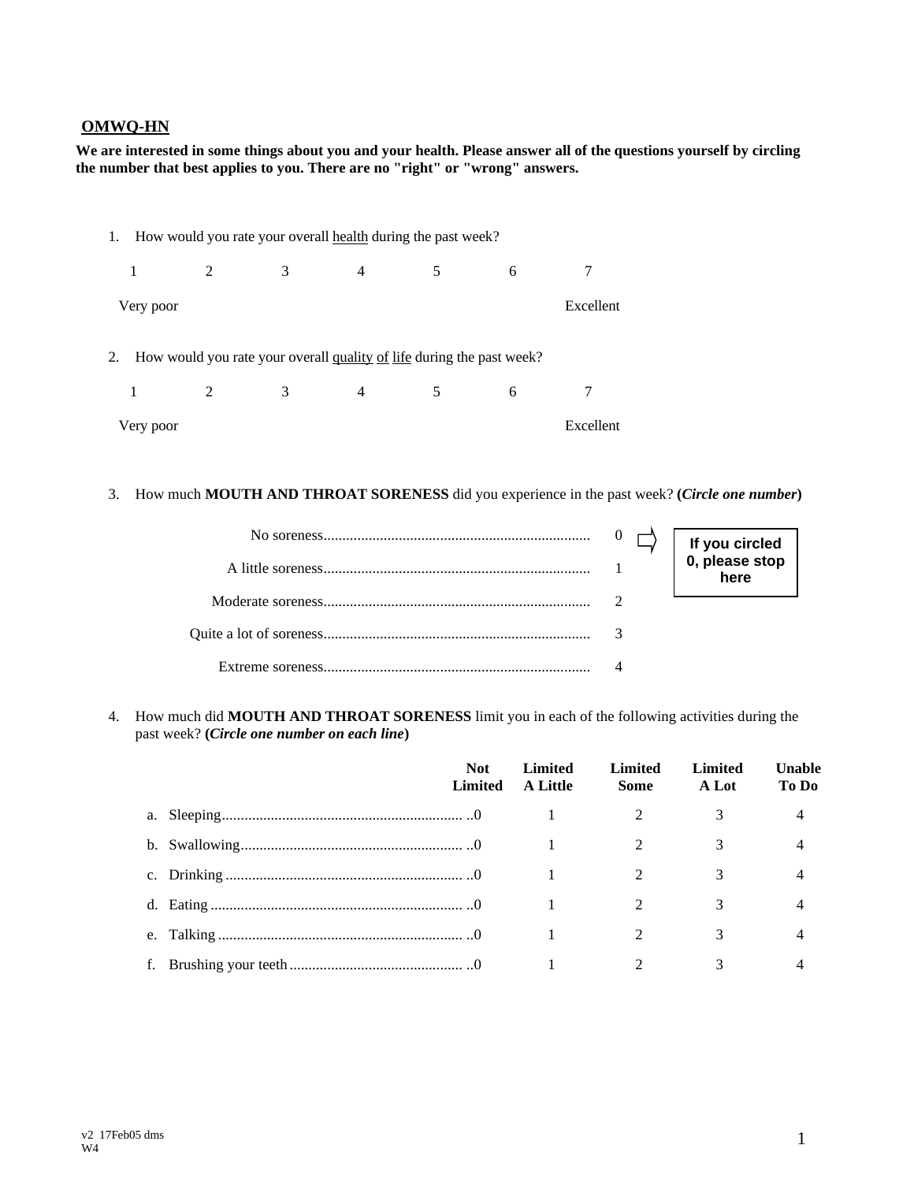## OMWQ-HN

**We are interested in some things about you and your health. Please answer all of the questions yourself by circling the number that best applies to you. There are no "right" or "wrong" answers.**

1. How would you rate your overall health during the past week?

| 1 | 2 | 3 | 4 | 5 | 6 | 7 |
|---|---|---|---|---|---|---|
| Very poor | | | | | | Excellent |

2. How would you rate your overall quality of life during the past week?

| 1 | 2 | 3 | 4 | 5 | 6 | 7 |
|---|---|---|---|---|---|---|
| Very poor | | | | | | Excellent |

3. How much **MOUTH AND THROAT SORENESS** did you experience in the past week? **(*Circle one number*)**

| | | |
|---|---|---|
| No soreness | 0 | ⇨ **If you circled 0, please stop here** |
| A little soreness | 1 | |
| Moderate soreness | 2 | |
| Quite a lot of soreness | 3 | |
| Extreme soreness | 4 | |

4. How much did **MOUTH AND THROAT SORENESS** limit you in each of the following activities during the past week? **(*Circle one number on each line*)**

| | Not Limited | Limited A Little | Limited Some | Limited A Lot | Unable To Do |
|---|---|---|---|---|---|
| a. Sleeping | 0 | 1 | 2 | 3 | 4 |
| b. Swallowing | 0 | 1 | 2 | 3 | 4 |
| c. Drinking | 0 | 1 | 2 | 3 | 4 |
| d. Eating | 0 | 1 | 2 | 3 | 4 |
| e. Talking | 0 | 1 | 2 | 3 | 4 |
| f. Brushing your teeth | 0 | 1 | 2 | 3 | 4 |

v2 17Feb05 dms
W4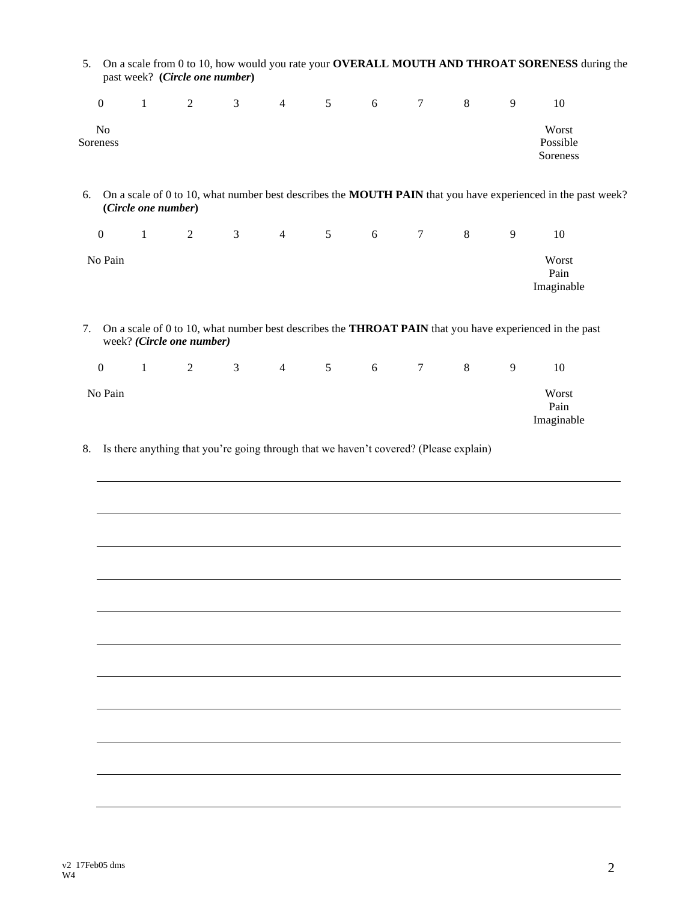5. On a scale from 0 to 10, how would you rate your **OVERALL MOUTH AND THROAT SORENESS** during the past week? **(*Circle one number*)**

| 0 | 1 | 2 | 3 | 4 | 5 | 6 | 7 | 8 | 9 | 10 |
|---|---|---|---|---|---|---|---|---|---|---|
| No Soreness | | | | | | | | | | Worst Possible Soreness |

6. On a scale of 0 to 10, what number best describes the **MOUTH PAIN** that you have experienced in the past week? **(*Circle one number*)**

| 0 | 1 | 2 | 3 | 4 | 5 | 6 | 7 | 8 | 9 | 10 |
|---|---|---|---|---|---|---|---|---|---|---|
| No Pain | | | | | | | | | | Worst Pain Imaginable |

7. On a scale of 0 to 10, what number best describes the **THROAT PAIN** that you have experienced in the past week? ***(Circle one number)***

| 0 | 1 | 2 | 3 | 4 | 5 | 6 | 7 | 8 | 9 | 10 |
|---|---|---|---|---|---|---|---|---|---|---|
| No Pain | | | | | | | | | | Worst Pain Imaginable |

8. Is there anything that you're going through that we haven't covered? (Please explain)

\_\_\_\_\_\_\_\_\_\_\_\_\_\_\_\_\_\_\_\_\_\_\_\_\_\_\_\_\_\_\_\_\_\_\_\_\_\_\_\_\_\_\_\_\_\_\_\_\_\_\_\_\_\_\_\_\_\_\_\_\_\_\_\_

\_\_\_\_\_\_\_\_\_\_\_\_\_\_\_\_\_\_\_\_\_\_\_\_\_\_\_\_\_\_\_\_\_\_\_\_\_\_\_\_\_\_\_\_\_\_\_\_\_\_\_\_\_\_\_\_\_\_\_\_\_\_\_\_

\_\_\_\_\_\_\_\_\_\_\_\_\_\_\_\_\_\_\_\_\_\_\_\_\_\_\_\_\_\_\_\_\_\_\_\_\_\_\_\_\_\_\_\_\_\_\_\_\_\_\_\_\_\_\_\_\_\_\_\_\_\_\_\_

\_\_\_\_\_\_\_\_\_\_\_\_\_\_\_\_\_\_\_\_\_\_\_\_\_\_\_\_\_\_\_\_\_\_\_\_\_\_\_\_\_\_\_\_\_\_\_\_\_\_\_\_\_\_\_\_\_\_\_\_\_\_\_\_

\_\_\_\_\_\_\_\_\_\_\_\_\_\_\_\_\_\_\_\_\_\_\_\_\_\_\_\_\_\_\_\_\_\_\_\_\_\_\_\_\_\_\_\_\_\_\_\_\_\_\_\_\_\_\_\_\_\_\_\_\_\_\_\_

\_\_\_\_\_\_\_\_\_\_\_\_\_\_\_\_\_\_\_\_\_\_\_\_\_\_\_\_\_\_\_\_\_\_\_\_\_\_\_\_\_\_\_\_\_\_\_\_\_\_\_\_\_\_\_\_\_\_\_\_\_\_\_\_

\_\_\_\_\_\_\_\_\_\_\_\_\_\_\_\_\_\_\_\_\_\_\_\_\_\_\_\_\_\_\_\_\_\_\_\_\_\_\_\_\_\_\_\_\_\_\_\_\_\_\_\_\_\_\_\_\_\_\_\_\_\_\_\_

\_\_\_\_\_\_\_\_\_\_\_\_\_\_\_\_\_\_\_\_\_\_\_\_\_\_\_\_\_\_\_\_\_\_\_\_\_\_\_\_\_\_\_\_\_\_\_\_\_\_\_\_\_\_\_\_\_\_\_\_\_\_\_\_

\_\_\_\_\_\_\_\_\_\_\_\_\_\_\_\_\_\_\_\_\_\_\_\_\_\_\_\_\_\_\_\_\_\_\_\_\_\_\_\_\_\_\_\_\_\_\_\_\_\_\_\_\_\_\_\_\_\_\_\_\_\_\_\_

\_\_\_\_\_\_\_\_\_\_\_\_\_\_\_\_\_\_\_\_\_\_\_\_\_\_\_\_\_\_\_\_\_\_\_\_\_\_\_\_\_\_\_\_\_\_\_\_\_\_\_\_\_\_\_\_\_\_\_\_\_\_\_\_

\_\_\_\_\_\_\_\_\_\_\_\_\_\_\_\_\_\_\_\_\_\_\_\_\_\_\_\_\_\_\_\_\_\_\_\_\_\_\_\_\_\_\_\_\_\_\_\_\_\_\_\_\_\_\_\_\_\_\_\_\_\_\_\_

v2 17Feb05 dms
W4